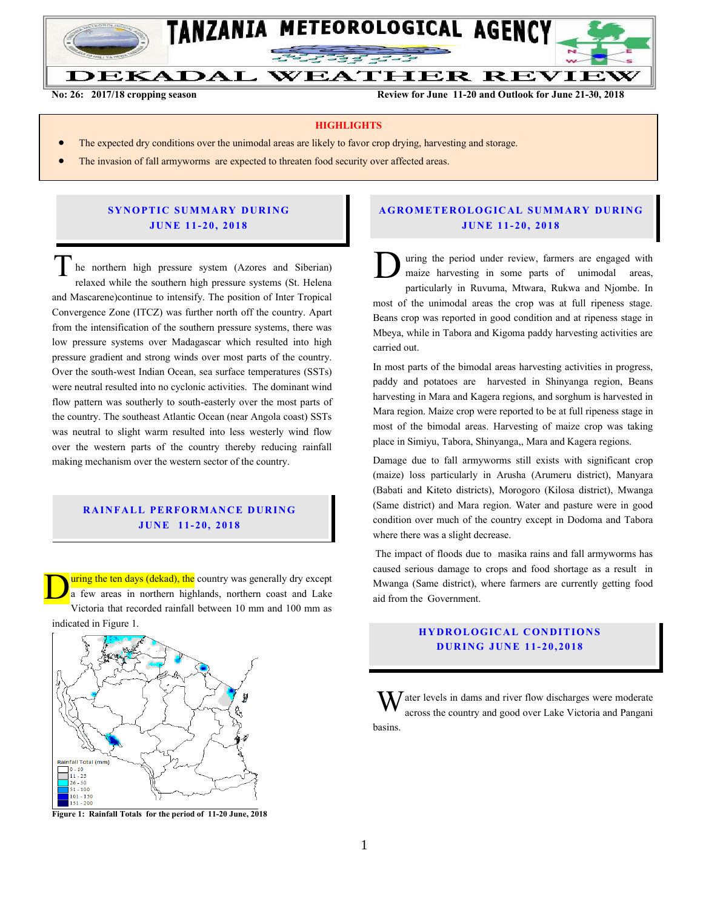# TANZANIA METEOROLOGICAL AGENCY

## DEKADAL WEATHER REVIEW

**No: 26: 2017/18 cropping season** **Review for June 11-20 and Outlook for June 21-30, 2018**

### HIGHLIGHTS

- The expected dry conditions over the unimodal areas are likely to favor crop drying, harvesting and storage.
- The invasion of fall armyworms are expected to threaten food security over affected areas.

## SYNOPTIC SUMMARY DURING JUNE 11-20, 2018

The northern high pressure system (Azores and Siberian) relaxed while the southern high pressure systems (St. Helena and Mascarene)continue to intensify. The position of Inter Tropical Convergence Zone (ITCZ) was further north off the country. Apart from the intensification of the southern pressure systems, there was low pressure systems over Madagascar which resulted into high pressure gradient and strong winds over most parts of the country. Over the south-west Indian Ocean, sea surface temperatures (SSTs) were neutral resulted into no cyclonic activities. The dominant wind flow pattern was southerly to south-easterly over the most parts of the country. The southeast Atlantic Ocean (near Angola coast) SSTs was neutral to slight warm resulted into less westerly wind flow over the western parts of the country thereby reducing rainfall making mechanism over the western sector of the country.

## RAINFALL PERFORMANCE DURING JUNE 11-20, 2018

During the ten days (dekad), the country was generally dry except a few areas in northern highlands, northern coast and Lake Victoria that recorded rainfall between 10 mm and 100 mm as indicated in Figure 1.

Rainfall Total (mm): 0 - 10; 11 - 25; 26 - 50; 51 - 100; 101 - 150; 151 - 200

**Figure 1: Rainfall Totals for the period of 11-20 June, 2018**

## AGROMETEROLOGICAL SUMMARY DURING JUNE 11-20, 2018

During the period under review, farmers are engaged with maize harvesting in some parts of unimodal areas, particularly in Ruvuma, Mtwara, Rukwa and Njombe. In most of the unimodal areas the crop was at full ripeness stage. Beans crop was reported in good condition and at ripeness stage in Mbeya, while in Tabora and Kigoma paddy harvesting activities are carried out.

In most parts of the bimodal areas harvesting activities in progress, paddy and potatoes are harvested in Shinyanga region, Beans harvesting in Mara and Kagera regions, and sorghum is harvested in Mara region. Maize crop were reported to be at full ripeness stage in most of the bimodal areas. Harvesting of maize crop was taking place in Simiyu, Tabora, Shinyanga,, Mara and Kagera regions.

Damage due to fall armyworms still exists with significant crop (maize) loss particularly in Arusha (Arumeru district), Manyara (Babati and Kiteto districts), Morogoro (Kilosa district), Mwanga (Same district) and Mara region. Water and pasture were in good condition over much of the country except in Dodoma and Tabora where there was a slight decrease.

The impact of floods due to masika rains and fall armyworms has caused serious damage to crops and food shortage as a result in Mwanga (Same district), where farmers are currently getting food aid from the Government.

## HYDROLOGICAL CONDITIONS DURING JUNE 11-20,2018

Water levels in dams and river flow discharges were moderate across the country and good over Lake Victoria and Pangani basins.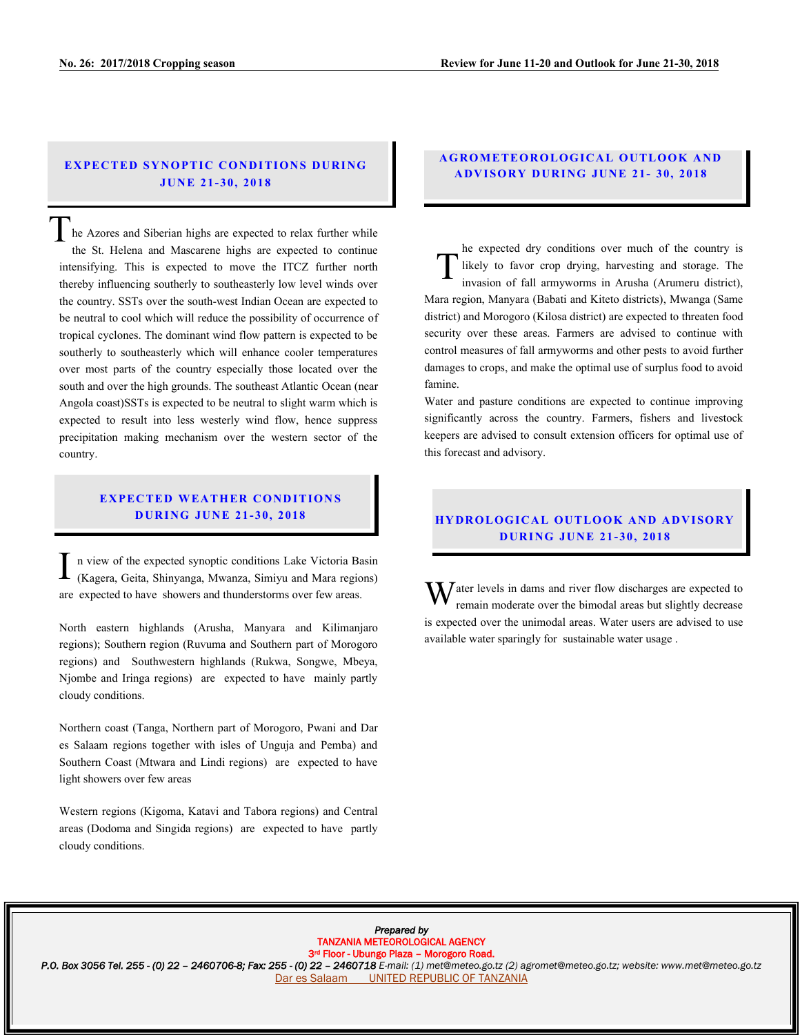## EXPECTED SYNOPTIC CONDITIONS DURING JUNE 21-30, 2018

The Azores and Siberian highs are expected to relax further while the St. Helena and Mascarene highs are expected to continue intensifying. This is expected to move the ITCZ further north thereby influencing southerly to southeasterly low level winds over the country. SSTs over the south-west Indian Ocean are expected to be neutral to cool which will reduce the possibility of occurrence of tropical cyclones. The dominant wind flow pattern is expected to be southerly to southeasterly which will enhance cooler temperatures over most parts of the country especially those located over the south and over the high grounds. The southeast Atlantic Ocean (near Angola coast)SSTs is expected to be neutral to slight warm which is expected to result into less westerly wind flow, hence suppress precipitation making mechanism over the western sector of the country.

## EXPECTED WEATHER CONDITIONS DURING JUNE 21-30, 2018

In view of the expected synoptic conditions Lake Victoria Basin (Kagera, Geita, Shinyanga, Mwanza, Simiyu and Mara regions) are expected to have showers and thunderstorms over few areas.

North eastern highlands (Arusha, Manyara and Kilimanjaro regions); Southern region (Ruvuma and Southern part of Morogoro regions) and Southwestern highlands (Rukwa, Songwe, Mbeya, Njombe and Iringa regions) are expected to have mainly partly cloudy conditions.

Northern coast (Tanga, Northern part of Morogoro, Pwani and Dar es Salaam regions together with isles of Unguja and Pemba) and Southern Coast (Mtwara and Lindi regions) are expected to have light showers over few areas

Western regions (Kigoma, Katavi and Tabora regions) and Central areas (Dodoma and Singida regions) are expected to have partly cloudy conditions.

## AGROMETEOROLOGICAL OUTLOOK AND ADVISORY DURING JUNE 21- 30, 2018

The expected dry conditions over much of the country is likely to favor crop drying, harvesting and storage. The invasion of fall armyworms in Arusha (Arumeru district), Mara region, Manyara (Babati and Kiteto districts), Mwanga (Same district) and Morogoro (Kilosa district) are expected to threaten food security over these areas. Farmers are advised to continue with control measures of fall armyworms and other pests to avoid further damages to crops, and make the optimal use of surplus food to avoid famine.

Water and pasture conditions are expected to continue improving significantly across the country. Farmers, fishers and livestock keepers are advised to consult extension officers for optimal use of this forecast and advisory.

## HYDROLOGICAL OUTLOOK AND ADVISORY DURING JUNE 21-30, 2018

Water levels in dams and river flow discharges are expected to remain moderate over the bimodal areas but slightly decrease is expected over the unimodal areas. Water users are advised to use available water sparingly for sustainable water usage .

*Prepared by*
TANZANIA METEOROLOGICAL AGENCY
3rd Floor - Ubungo Plaza – Morogoro Road.
*P.O. Box 3056 Tel. 255 - (0) 22 – 2460706-8; Fax: 255 - (0) 22 – 2460718 E-mail: (1) met@meteo.go.tz (2) agromet@meteo.go.tz; website: www.met@meteo.go.tz*
Dar es Salaam UNITED REPUBLIC OF TANZANIA